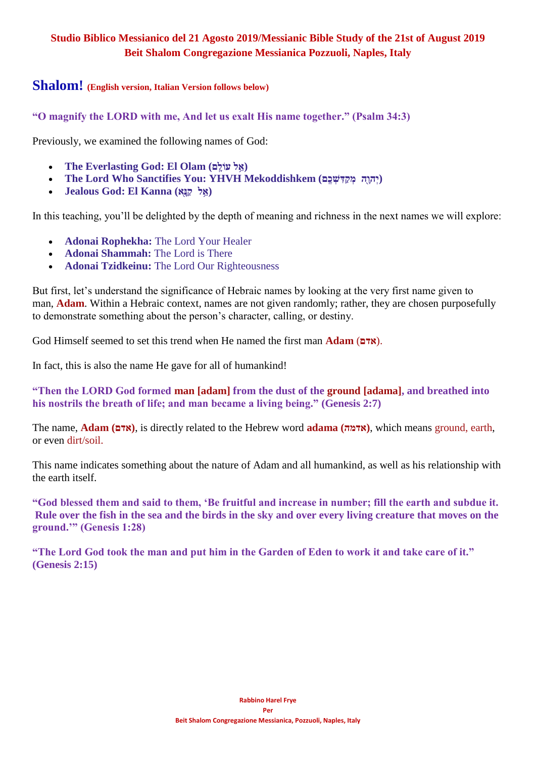**Studio Biblico Messianico del 21 Agosto 2019/Messianic Bible Study of the 21st of August 2019**
**Beit Shalom Congregazione Messianica Pozzuoli, Naples, Italy**

## Shalom! (English version, Italian Version follows below)

**"O magnify the LORD with me, And let us exalt His name together." (Psalm 34:3)**

Previously, we examined the following names of God:

- **The Everlasting God: El Olam (אֵל עוֹלָם)**
- **The Lord Who Sanctifies You: YHVH Mekoddishkem (יְהוָה מְקַדִּשְׁכֶם)**
- **Jealous God: El Kanna (אֵל קַנָּא)**

In this teaching, you'll be delighted by the depth of meaning and richness in the next names we will explore:

- **Adonai Rophekha:** The Lord Your Healer
- **Adonai Shammah:** The Lord is There
- **Adonai Tzidkeinu:** The Lord Our Righteousness

But first, let's understand the significance of Hebraic names by looking at the very first name given to man, **Adam**. Within a Hebraic context, names are not given randomly; rather, they are chosen purposefully to demonstrate something about the person's character, calling, or destiny.

God Himself seemed to set this trend when He named the first man **Adam** (**אדם**).

In fact, this is also the name He gave for all of humankind!

**"Then the LORD God formed man [adam] from the dust of the ground [adama], and breathed into his nostrils the breath of life; and man became a living being." (Genesis 2:7)**

The name, **Adam (אדם)**, is directly related to the Hebrew word **adama (אדמה)**, which means ground, earth, or even dirt/soil.

This name indicates something about the nature of Adam and all humankind, as well as his relationship with the earth itself.

**"God blessed them and said to them, 'Be fruitful and increase in number; fill the earth and subdue it. Rule over the fish in the sea and the birds in the sky and over every living creature that moves on the ground.'" (Genesis 1:28)**

**"The Lord God took the man and put him in the Garden of Eden to work it and take care of it." (Genesis 2:15)**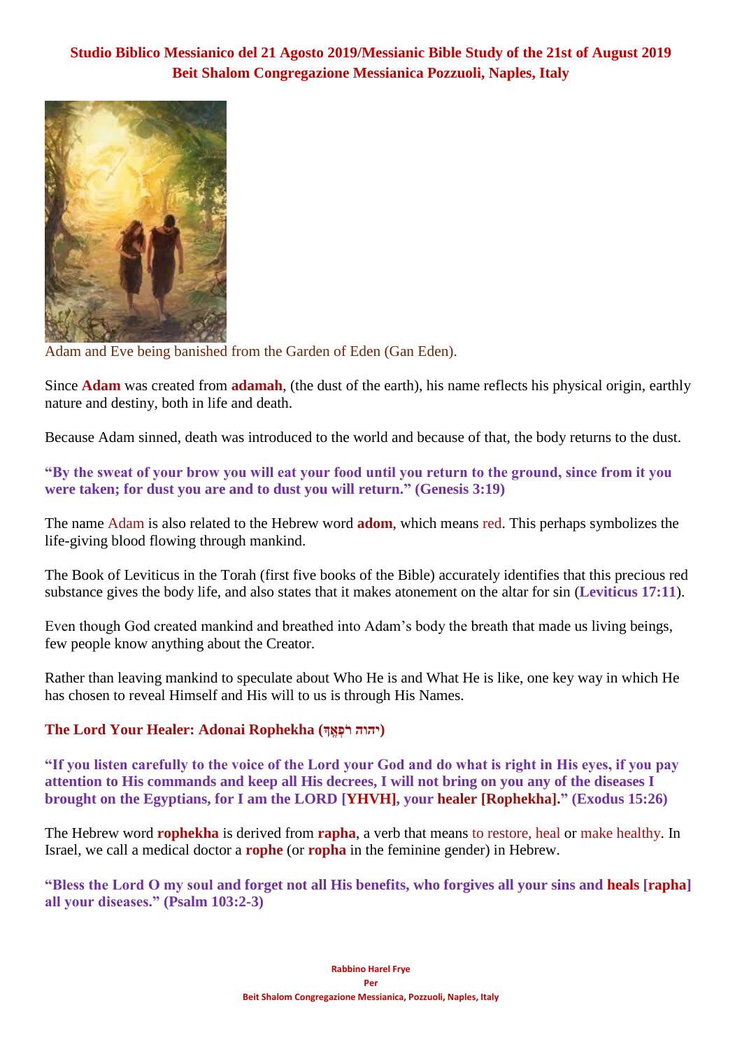**Studio Biblico Messianico del 21 Agosto 2019/Messianic Bible Study of the 21st of August 2019**
**Beit Shalom Congregazione Messianica Pozzuoli, Naples, Italy**

Adam and Eve being banished from the Garden of Eden (Gan Eden).

Since **Adam** was created from **adamah**, (the dust of the earth), his name reflects his physical origin, earthly nature and destiny, both in life and death.

Because Adam sinned, death was introduced to the world and because of that, the body returns to the dust.

**"By the sweat of your brow you will eat your food until you return to the ground, since from it you were taken; for dust you are and to dust you will return." (Genesis 3:19)**

The name Adam is also related to the Hebrew word **adom**, which means red. This perhaps symbolizes the life-giving blood flowing through mankind.

The Book of Leviticus in the Torah (first five books of the Bible) accurately identifies that this precious red substance gives the body life, and also states that it makes atonement on the altar for sin (**Leviticus 17:11**).

Even though God created mankind and breathed into Adam's body the breath that made us living beings, few people know anything about the Creator.

Rather than leaving mankind to speculate about Who He is and What He is like, one key way in which He has chosen to reveal Himself and His will to us is through His Names.

## The Lord Your Healer: Adonai Rophekha (יהוה רֹפְאֶךָ)

**"If you listen carefully to the voice of the Lord your God and do what is right in His eyes, if you pay attention to His commands and keep all His decrees, I will not bring on you any of the diseases I brought on the Egyptians, for I am the LORD [YHVH], your healer [Rophekha]." (Exodus 15:26)**

The Hebrew word **rophekha** is derived from **rapha**, a verb that means to restore, heal or make healthy. In Israel, we call a medical doctor a **rophe** (or **ropha** in the feminine gender) in Hebrew.

**"Bless the Lord O my soul and forget not all His benefits, who forgives all your sins and heals [rapha] all your diseases." (Psalm 103:2-3)**

**Rabbino Harel Frye**
**Per**
**Beit Shalom Congregazione Messianica, Pozzuoli, Naples, Italy**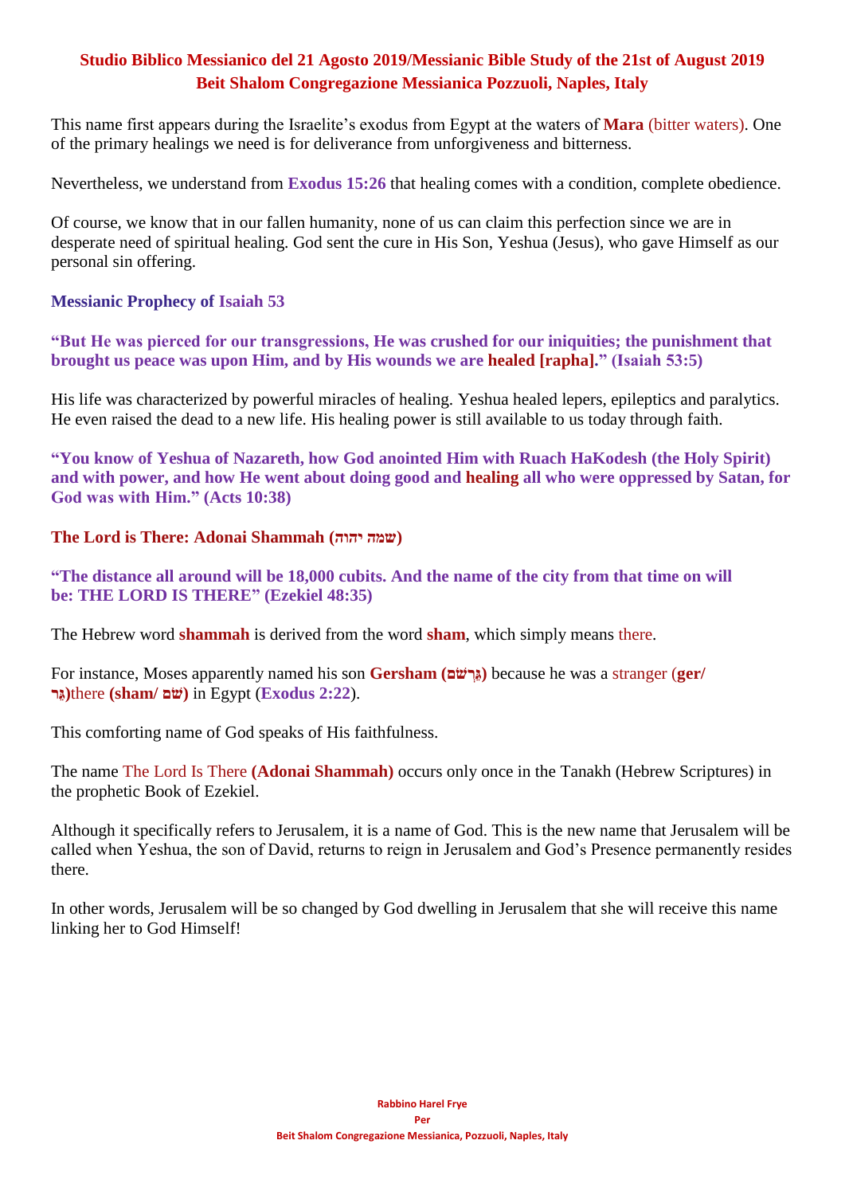This name first appears during the Israelite's exodus from Egypt at the waters of **Mara** (bitter waters). One of the primary healings we need is for deliverance from unforgiveness and bitterness.

Nevertheless, we understand from **Exodus 15:26** that healing comes with a condition, complete obedience.

Of course, we know that in our fallen humanity, none of us can claim this perfection since we are in desperate need of spiritual healing. God sent the cure in His Son, Yeshua (Jesus), who gave Himself as our personal sin offering.

**Messianic Prophecy of Isaiah 53**

**"But He was pierced for our transgressions, He was crushed for our iniquities; the punishment that brought us peace was upon Him, and by His wounds we are healed [rapha]." (Isaiah 53:5)**

His life was characterized by powerful miracles of healing. Yeshua healed lepers, epileptics and paralytics. He even raised the dead to a new life. His healing power is still available to us today through faith.

**"You know of Yeshua of Nazareth, how God anointed Him with Ruach HaKodesh (the Holy Spirit) and with power, and how He went about doing good and healing all who were oppressed by Satan, for God was with Him." (Acts 10:38)**

**The Lord is There: Adonai Shammah (שמה יהוה)**

**"The distance all around will be 18,000 cubits. And the name of the city from that time on will be: THE LORD IS THERE" (Ezekiel 48:35)**

The Hebrew word **shammah** is derived from the word **sham**, which simply means there.

For instance, Moses apparently named his son **Gersham (גֵּרְשֹׁם)** because he was a stranger (**ger/ גֵּר**)there **(sham/ שָׁם)** in Egypt (**Exodus 2:22**).

This comforting name of God speaks of His faithfulness.

The name The Lord Is There **(Adonai Shammah)** occurs only once in the Tanakh (Hebrew Scriptures) in the prophetic Book of Ezekiel.

Although it specifically refers to Jerusalem, it is a name of God. This is the new name that Jerusalem will be called when Yeshua, the son of David, returns to reign in Jerusalem and God's Presence permanently resides there.

In other words, Jerusalem will be so changed by God dwelling in Jerusalem that she will receive this name linking her to God Himself!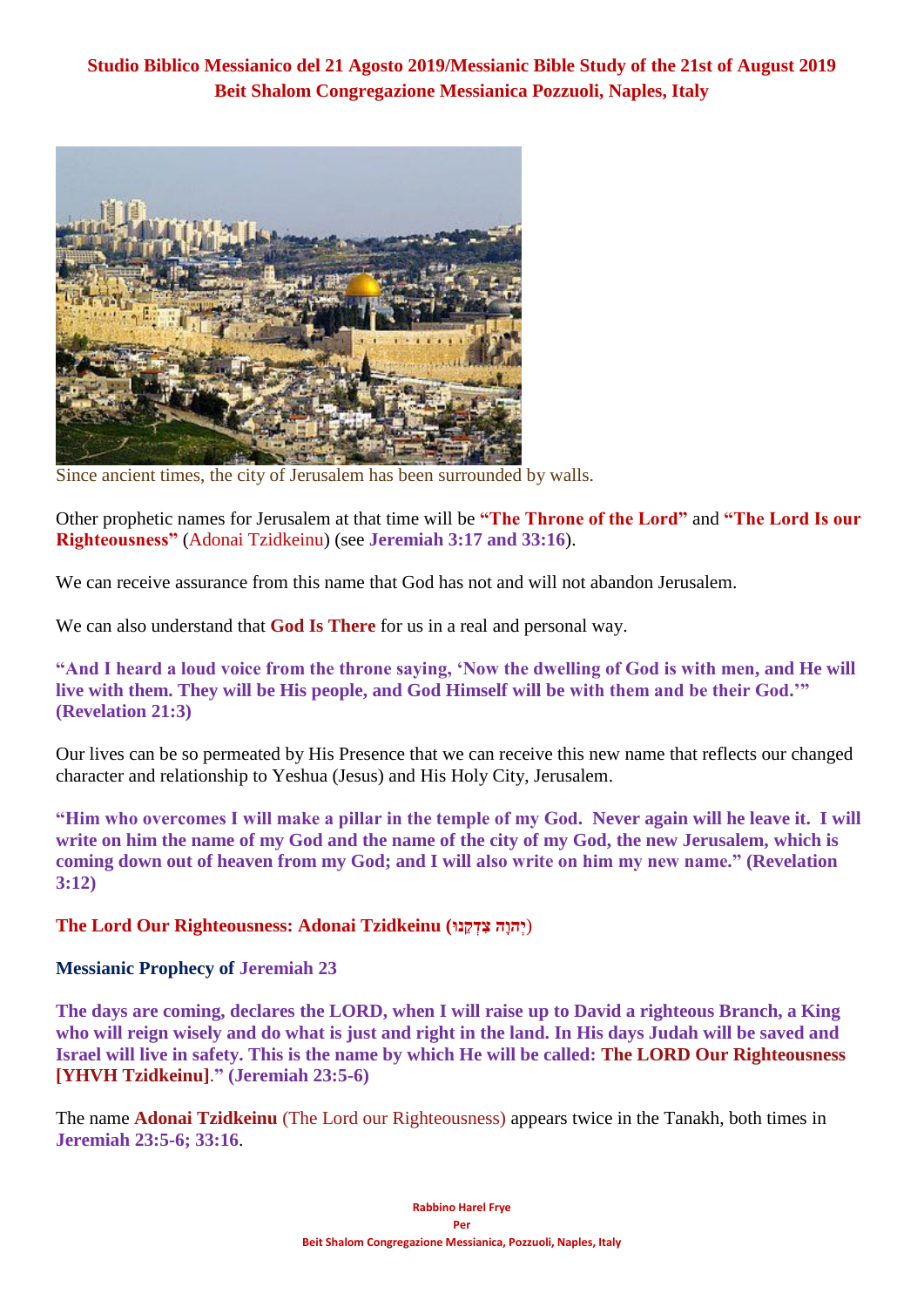**Studio Biblico Messianico del 21 Agosto 2019/Messianic Bible Study of the 21st of August 2019**
**Beit Shalom Congregazione Messianica Pozzuoli, Naples, Italy**

Since ancient times, the city of Jerusalem has been surrounded by walls.

Other prophetic names for Jerusalem at that time will be **"The Throne of the Lord"** and **"The Lord Is our Righteousness"** (Adonai Tzidkeinu) (see **Jeremiah 3:17 and 33:16**).

We can receive assurance from this name that God has not and will not abandon Jerusalem.

We can also understand that **God Is There** for us in a real and personal way.

**"And I heard a loud voice from the throne saying, 'Now the dwelling of God is with men, and He will live with them. They will be His people, and God Himself will be with them and be their God.'" (Revelation 21:3)**

Our lives can be so permeated by His Presence that we can receive this new name that reflects our changed character and relationship to Yeshua (Jesus) and His Holy City, Jerusalem.

**"Him who overcomes I will make a pillar in the temple of my God. Never again will he leave it. I will write on him the name of my God and the name of the city of my God, the new Jerusalem, which is coming down out of heaven from my God; and I will also write on him my new name." (Revelation 3:12)**

**The Lord Our Righteousness: Adonai Tzidkeinu (יְהוָה צִדְקֵנוּ)**

**Messianic Prophecy of Jeremiah 23**

**The days are coming, declares the LORD, when I will raise up to David a righteous Branch, a King who will reign wisely and do what is just and right in the land. In His days Judah will be saved and Israel will live in safety. This is the name by which He will be called: The LORD Our Righteousness [YHVH Tzidkeinu]." (Jeremiah 23:5-6)**

The name **Adonai Tzidkeinu** (The Lord our Righteousness) appears twice in the Tanakh, both times in **Jeremiah 23:5-6; 33:16**.

**Rabbino Harel Frye**
**Per**
**Beit Shalom Congregazione Messianica, Pozzuoli, Naples, Italy**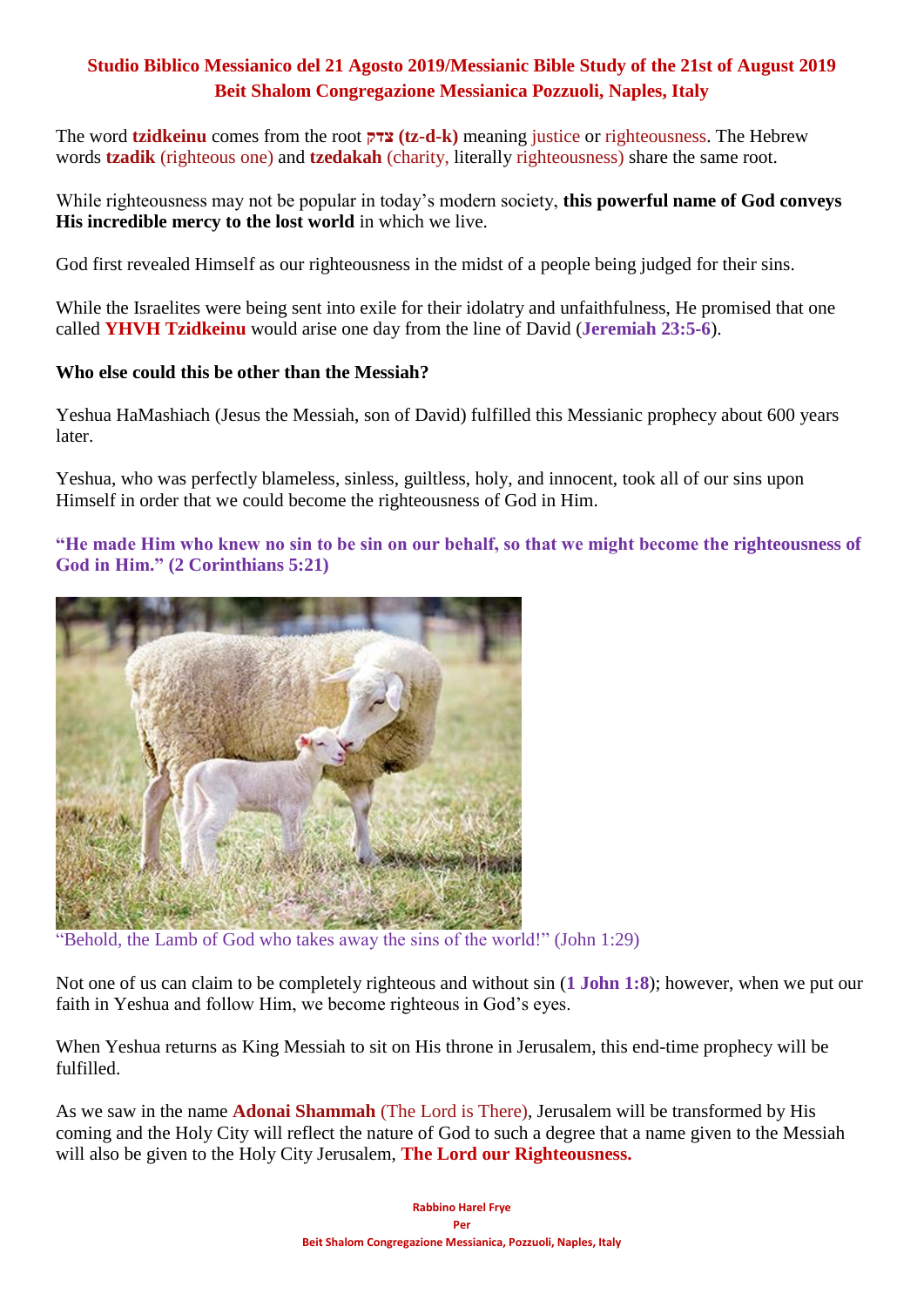**Studio Biblico Messianico del 21 Agosto 2019/Messianic Bible Study of the 21st of August 2019**
**Beit Shalom Congregazione Messianica Pozzuoli, Naples, Italy**

The word **tzidkeinu** comes from the root **צדק (tz-d-k)** meaning justice or righteousness. The Hebrew words **tzadik** (righteous one) and **tzedakah** (charity, literally righteousness) share the same root.

While righteousness may not be popular in today's modern society, **this powerful name of God conveys His incredible mercy to the lost world** in which we live.

God first revealed Himself as our righteousness in the midst of a people being judged for their sins.

While the Israelites were being sent into exile for their idolatry and unfaithfulness, He promised that one called **YHVH Tzidkeinu** would arise one day from the line of David (**Jeremiah 23:5-6**).

**Who else could this be other than the Messiah?**

Yeshua HaMashiach (Jesus the Messiah, son of David) fulfilled this Messianic prophecy about 600 years later.

Yeshua, who was perfectly blameless, sinless, guiltless, holy, and innocent, took all of our sins upon Himself in order that we could become the righteousness of God in Him.

**"He made Him who knew no sin to be sin on our behalf, so that we might become the righteousness of God in Him." (2 Corinthians 5:21)**

"Behold, the Lamb of God who takes away the sins of the world!" (John 1:29)

Not one of us can claim to be completely righteous and without sin (**1 John 1:8**); however, when we put our faith in Yeshua and follow Him, we become righteous in God's eyes.

When Yeshua returns as King Messiah to sit on His throne in Jerusalem, this end-time prophecy will be fulfilled.

As we saw in the name **Adonai Shammah** (The Lord is There), Jerusalem will be transformed by His coming and the Holy City will reflect the nature of God to such a degree that a name given to the Messiah will also be given to the Holy City Jerusalem, **The Lord our Righteousness.**

**Rabbino Harel Frye**
**Per**
**Beit Shalom Congregazione Messianica, Pozzuoli, Naples, Italy**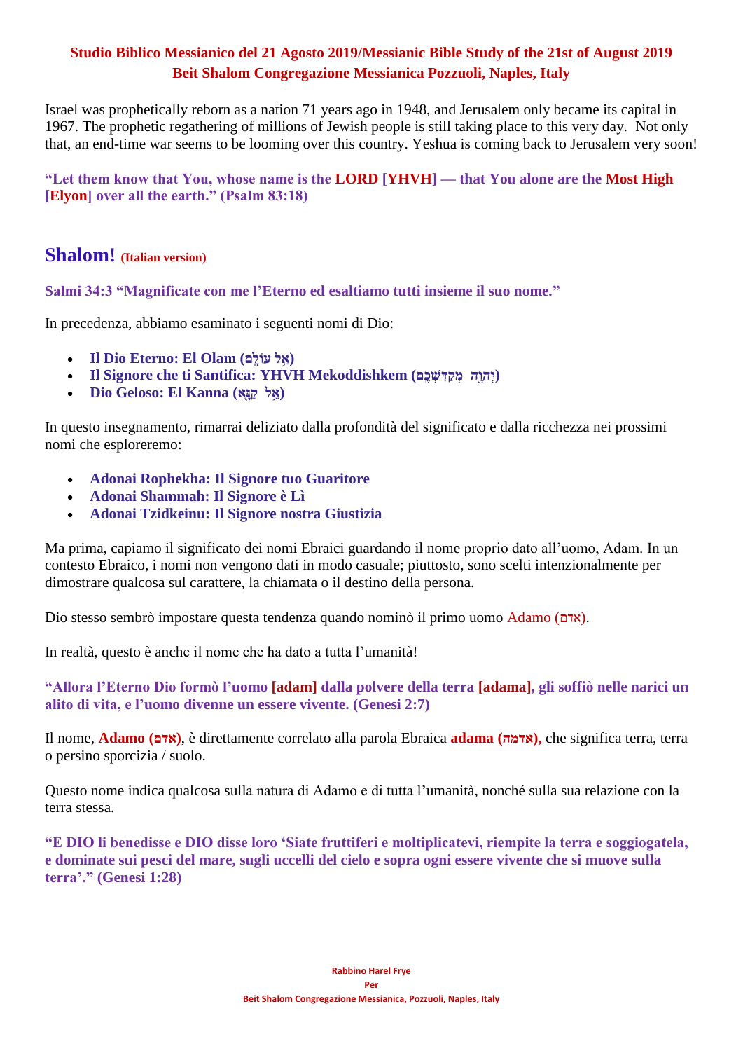**Studio Biblico Messianico del 21 Agosto 2019/Messianic Bible Study of the 21st of August 2019**
**Beit Shalom Congregazione Messianica Pozzuoli, Naples, Italy**

Israel was prophetically reborn as a nation 71 years ago in 1948, and Jerusalem only became its capital in 1967. The prophetic regathering of millions of Jewish people is still taking place to this very day. Not only that, an end-time war seems to be looming over this country. Yeshua is coming back to Jerusalem very soon!

**"Let them know that You, whose name is the LORD [YHVH] — that You alone are the Most High [Elyon] over all the earth." (Psalm 83:18)**

## Shalom! (Italian version)

**Salmi 34:3 "Magnificate con me l'Eterno ed esaltiamo tutti insieme il suo nome."**

In precedenza, abbiamo esaminato i seguenti nomi di Dio:

- **Il Dio Eterno: El Olam (אֵל עוֹלָם)**
- **Il Signore che ti Santifica: YHVH Mekoddishkem (יְהוָה מְקַדִּשְׁכֶם)**
- **Dio Geloso: El Kanna (אֵל קַנָּא)**

In questo insegnamento, rimarrai deliziato dalla profondità del significato e dalla ricchezza nei prossimi nomi che esploreremo:

- **Adonai Rophekha: Il Signore tuo Guaritore**
- **Adonai Shammah: Il Signore è Lì**
- **Adonai Tzidkeinu: Il Signore nostra Giustizia**

Ma prima, capiamo il significato dei nomi Ebraici guardando il nome proprio dato all'uomo, Adam. In un contesto Ebraico, i nomi non vengono dati in modo casuale; piuttosto, sono scelti intenzionalmente per dimostrare qualcosa sul carattere, la chiamata o il destino della persona.

Dio stesso sembrò impostare questa tendenza quando nominò il primo uomo Adamo (אדם).

In realtà, questo è anche il nome che ha dato a tutta l'umanità!

**"Allora l'Eterno Dio formò l'uomo [adam] dalla polvere della terra [adama], gli soffiò nelle narici un alito di vita, e l'uomo divenne un essere vivente. (Genesi 2:7)**

Il nome, **Adamo (אדם)**, è direttamente correlato alla parola Ebraica **adama (אדמה),** che significa terra, terra o persino sporcizia / suolo.

Questo nome indica qualcosa sulla natura di Adamo e di tutta l'umanità, nonché sulla sua relazione con la terra stessa.

**"E DIO li benedisse e DIO disse loro 'Siate fruttiferi e moltiplicatevi, riempite la terra e soggiogatela, e dominate sui pesci del mare, sugli uccelli del cielo e sopra ogni essere vivente che si muove sulla terra'." (Genesi 1:28)**

Rabbino Harel Frye
Per
Beit Shalom Congregazione Messianica, Pozzuoli, Naples, Italy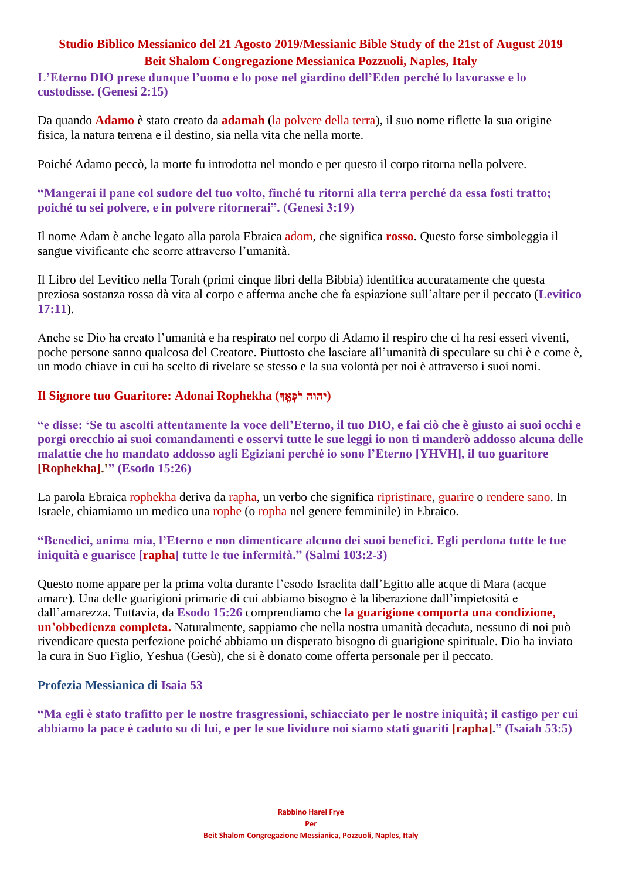**Studio Biblico Messianico del 21 Agosto 2019/Messianic Bible Study of the 21st of August 2019**
**Beit Shalom Congregazione Messianica Pozzuoli, Naples, Italy**

**L'Eterno DIO prese dunque l'uomo e lo pose nel giardino dell'Eden perché lo lavorasse e lo custodisse. (Genesi 2:15)**

Da quando **Adamo** è stato creato da **adamah** (la polvere della terra), il suo nome riflette la sua origine fisica, la natura terrena e il destino, sia nella vita che nella morte.

Poiché Adamo peccò, la morte fu introdotta nel mondo e per questo il corpo ritorna nella polvere.

**"Mangerai il pane col sudore del tuo volto, finché tu ritorni alla terra perché da essa fosti tratto; poiché tu sei polvere, e in polvere ritornerai". (Genesi 3:19)**

Il nome Adam è anche legato alla parola Ebraica adom, che significa **rosso**. Questo forse simboleggia il sangue vivificante che scorre attraverso l'umanità.

Il Libro del Levitico nella Torah (primi cinque libri della Bibbia) identifica accuratamente che questa preziosa sostanza rossa dà vita al corpo e afferma anche che fa espiazione sull'altare per il peccato (**Levitico 17:11**).

Anche se Dio ha creato l'umanità e ha respirato nel corpo di Adamo il respiro che ci ha resi esseri viventi, poche persone sanno qualcosa del Creatore. Piuttosto che lasciare all'umanità di speculare su chi è e come è, un modo chiave in cui ha scelto di rivelare se stesso e la sua volontà per noi è attraverso i suoi nomi.

### Il Signore tuo Guaritore: Adonai Rophekha (יהוה רֹפְאֶךָ)

**"e disse: 'Se tu ascolti attentamente la voce dell'Eterno, il tuo DIO, e fai ciò che è giusto ai suoi occhi e porgi orecchio ai suoi comandamenti e osservi tutte le sue leggi io non ti manderò addosso alcuna delle malattie che ho mandato addosso agli Egiziani perché io sono l'Eterno [YHVH], il tuo guaritore [Rophekha].'" (Esodo 15:26)**

La parola Ebraica rophekha deriva da rapha, un verbo che significa ripristinare, guarire o rendere sano. In Israele, chiamiamo un medico una rophe (o ropha nel genere femminile) in Ebraico.

**"Benedici, anima mia, l'Eterno e non dimenticare alcuno dei suoi benefici. Egli perdona tutte le tue iniquità e guarisce [rapha] tutte le tue infermità." (Salmi 103:2-3)**

Questo nome appare per la prima volta durante l'esodo Israelita dall'Egitto alle acque di Mara (acque amare). Una delle guarigioni primarie di cui abbiamo bisogno è la liberazione dall'impietosità e dall'amarezza. Tuttavia, da **Esodo 15:26** comprendiamo che **la guarigione comporta una condizione, un'obbedienza completa.** Naturalmente, sappiamo che nella nostra umanità decaduta, nessuno di noi può rivendicare questa perfezione poiché abbiamo un disperato bisogno di guarigione spirituale. Dio ha inviato la cura in Suo Figlio, Yeshua (Gesù), che si è donato come offerta personale per il peccato.

### Profezia Messianica di Isaia 53

**"Ma egli è stato trafitto per le nostre trasgressioni, schiacciato per le nostre iniquità; il castigo per cui abbiamo la pace è caduto su di lui, e per le sue lividure noi siamo stati guariti [rapha]." (Isaiah 53:5)**

**Rabbino Harel Frye**
**Per**
**Beit Shalom Congregazione Messianica, Pozzuoli, Naples, Italy**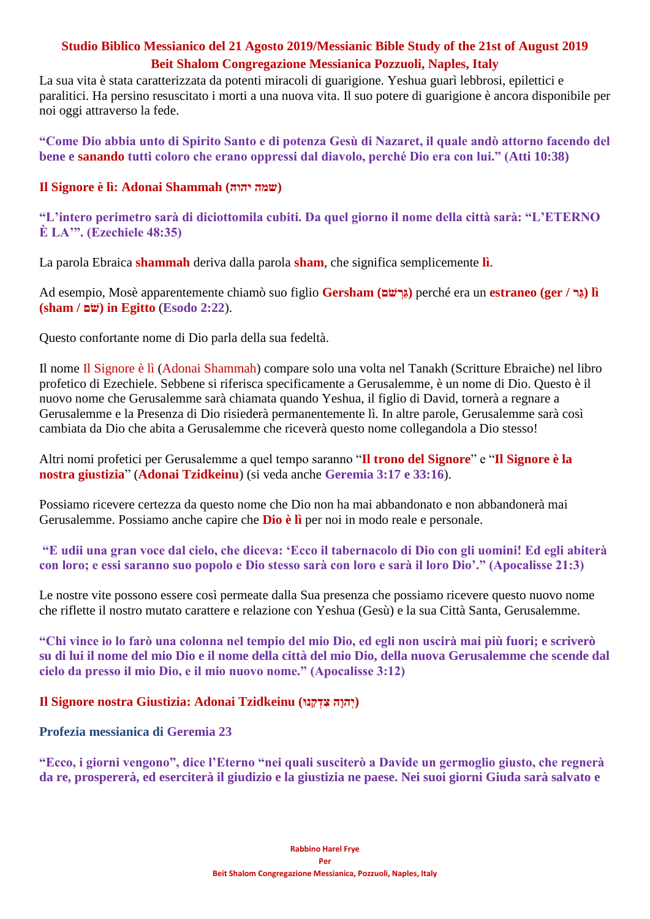La sua vita è stata caratterizzata da potenti miracoli di guarigione. Yeshua guarì lebbrosi, epilettici e paralitici. Ha persino resuscitato i morti a una nuova vita. Il suo potere di guarigione è ancora disponibile per noi oggi attraverso la fede.

**"Come Dio abbia unto di Spirito Santo e di potenza Gesù di Nazaret, il quale andò attorno facendo del bene e sanando tutti coloro che erano oppressi dal diavolo, perché Dio era con lui." (Atti 10:38)**

**Il Signore è lì: Adonai Shammah (שמה יהוה)**

**"L'intero perimetro sarà di diciottomila cubiti. Da quel giorno il nome della città sarà: "L'ETERNO È LA'". (Ezechiele 48:35)**

La parola Ebraica **shammah** deriva dalla parola **sham**, che significa semplicemente **lì**.

Ad esempio, Mosè apparentemente chiamò suo figlio **Gersham (גֵּרְשֹׁם)** perché era un **estraneo (ger / גֵּר) lì (sham / שָׁם) in Egitto** (**Esodo 2:22**).

Questo confortante nome di Dio parla della sua fedeltà.

Il nome Il Signore è lì (Adonai Shammah) compare solo una volta nel Tanakh (Scritture Ebraiche) nel libro profetico di Ezechiele. Sebbene si riferisca specificamente a Gerusalemme, è un nome di Dio. Questo è il nuovo nome che Gerusalemme sarà chiamata quando Yeshua, il figlio di David, tornerà a regnare a Gerusalemme e la Presenza di Dio risiederà permanentemente lì. In altre parole, Gerusalemme sarà così cambiata da Dio che abita a Gerusalemme che riceverà questo nome collegandola a Dio stesso!

Altri nomi profetici per Gerusalemme a quel tempo saranno "**Il trono del Signore**" e "**Il Signore è la nostra giustizia**" (**Adonai Tzidkeinu**) (si veda anche **Geremia 3:17 e 33:16**).

Possiamo ricevere certezza da questo nome che Dio non ha mai abbandonato e non abbandonerà mai Gerusalemme. Possiamo anche capire che **Dio è lì** per noi in modo reale e personale.

**"E udii una gran voce dal cielo, che diceva: 'Ecco il tabernacolo di Dio con gli uomini! Ed egli abiterà con loro; e essi saranno suo popolo e Dio stesso sarà con loro e sarà il loro Dio'." (Apocalisse 21:3)**

Le nostre vite possono essere così permeate dalla Sua presenza che possiamo ricevere questo nuovo nome che riflette il nostro mutato carattere e relazione con Yeshua (Gesù) e la sua Città Santa, Gerusalemme.

**"Chi vince io lo farò una colonna nel tempio del mio Dio, ed egli non uscirà mai più fuori; e scriverò su di lui il nome del mio Dio e il nome della città del mio Dio, della nuova Gerusalemme che scende dal cielo da presso il mio Dio, e il mio nuovo nome." (Apocalisse 3:12)**

**Il Signore nostra Giustizia: Adonai Tzidkeinu (יְהוָה צִדְקֵנוּ)**

**Profezia messianica di Geremia 23**

**"Ecco, i giorni vengono", dice l'Eterno "nei quali susciterò a Davide un germoglio giusto, che regnerà da re, prospererà, ed eserciterà il giudizio e la giustizia ne paese. Nei suoi giorni Giuda sarà salvato e**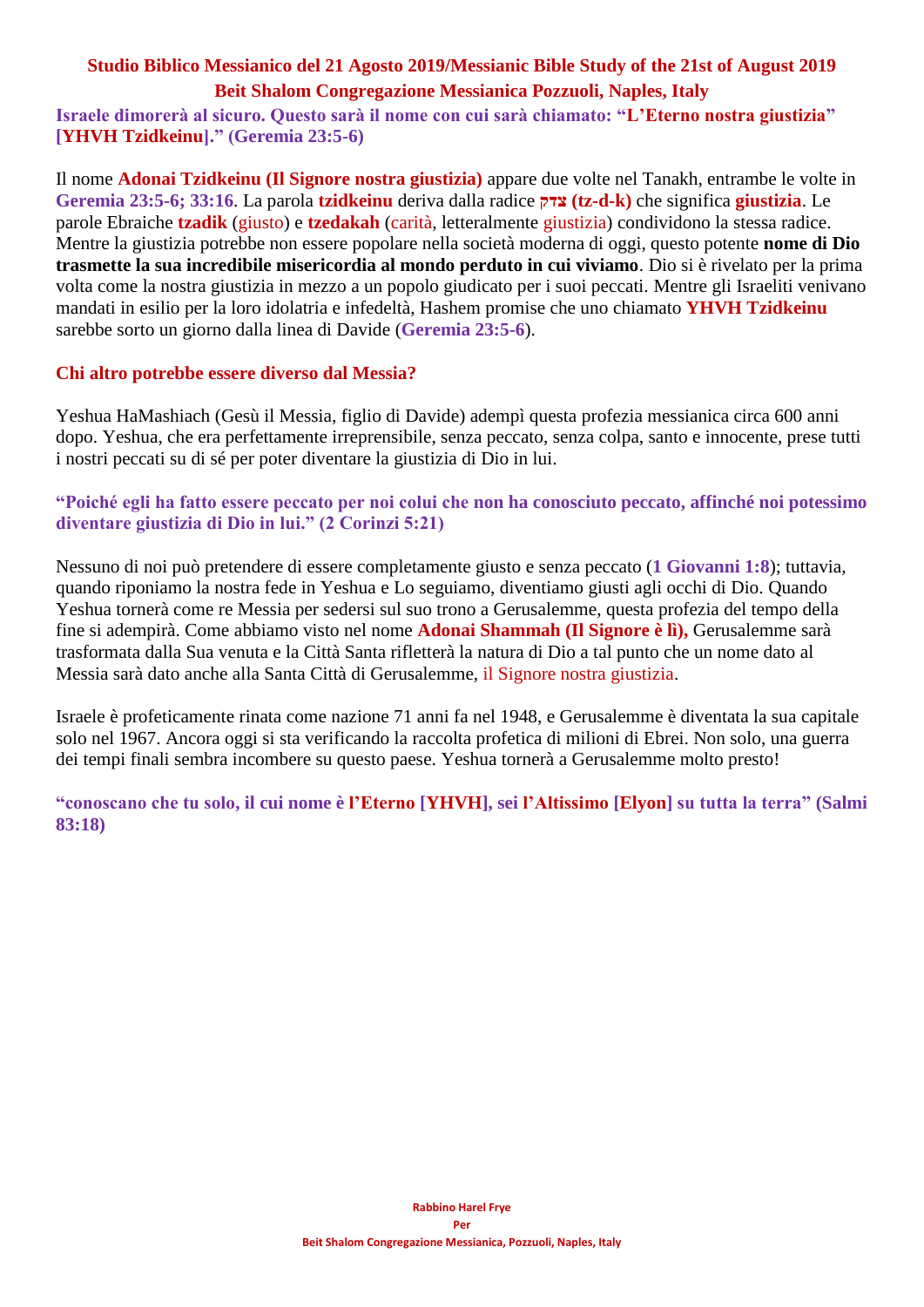**Studio Biblico Messianico del 21 Agosto 2019/Messianic Bible Study of the 21st of August 2019**
**Beit Shalom Congregazione Messianica Pozzuoli, Naples, Italy**

**Israele dimorerà al sicuro. Questo sarà il nome con cui sarà chiamato: "L'Eterno nostra giustizia" [YHVH Tzidkeinu]." (Geremia 23:5-6)**

Il nome **Adonai Tzidkeinu (Il Signore nostra giustizia)** appare due volte nel Tanakh, entrambe le volte in **Geremia 23:5-6; 33:16**. La parola **tzidkeinu** deriva dalla radice **צדק (tz-d-k)** che significa **giustizia**. Le parole Ebraiche **tzadik** (giusto) e **tzedakah** (carità, letteralmente giustizia) condividono la stessa radice. Mentre la giustizia potrebbe non essere popolare nella società moderna di oggi, questo potente **nome di Dio trasmette la sua incredibile misericordia al mondo perduto in cui viviamo**. Dio si è rivelato per la prima volta come la nostra giustizia in mezzo a un popolo giudicato per i suoi peccati. Mentre gli Israeliti venivano mandati in esilio per la loro idolatria e infedeltà, Hashem promise che uno chiamato **YHVH Tzidkeinu** sarebbe sorto un giorno dalla linea di Davide (**Geremia 23:5-6**).

**Chi altro potrebbe essere diverso dal Messia?**

Yeshua HaMashiach (Gesù il Messia, figlio di Davide) adempì questa profezia messianica circa 600 anni dopo. Yeshua, che era perfettamente irreprensibile, senza peccato, senza colpa, santo e innocente, prese tutti i nostri peccati su di sé per poter diventare la giustizia di Dio in lui.

**"Poiché egli ha fatto essere peccato per noi colui che non ha conosciuto peccato, affinché noi potessimo diventare giustizia di Dio in lui." (2 Corinzi 5:21)**

Nessuno di noi può pretendere di essere completamente giusto e senza peccato (**1 Giovanni 1:8**); tuttavia, quando riponiamo la nostra fede in Yeshua e Lo seguiamo, diventiamo giusti agli occhi di Dio. Quando Yeshua tornerà come re Messia per sedersi sul suo trono a Gerusalemme, questa profezia del tempo della fine si adempirà. Come abbiamo visto nel nome **Adonai Shammah (Il Signore è lì),** Gerusalemme sarà trasformata dalla Sua venuta e la Città Santa rifletterà la natura di Dio a tal punto che un nome dato al Messia sarà dato anche alla Santa Città di Gerusalemme, il Signore nostra giustizia.

Israele è profeticamente rinata come nazione 71 anni fa nel 1948, e Gerusalemme è diventata la sua capitale solo nel 1967. Ancora oggi si sta verificando la raccolta profetica di milioni di Ebrei. Non solo, una guerra dei tempi finali sembra incombere su questo paese. Yeshua tornerà a Gerusalemme molto presto!

**"conoscano che tu solo, il cui nome è l'Eterno [YHVH], sei l'Altissimo [Elyon] su tutta la terra" (Salmi 83:18)**

**Rabbino Harel Frye**
**Per**
**Beit Shalom Congregazione Messianica, Pozzuoli, Naples, Italy**